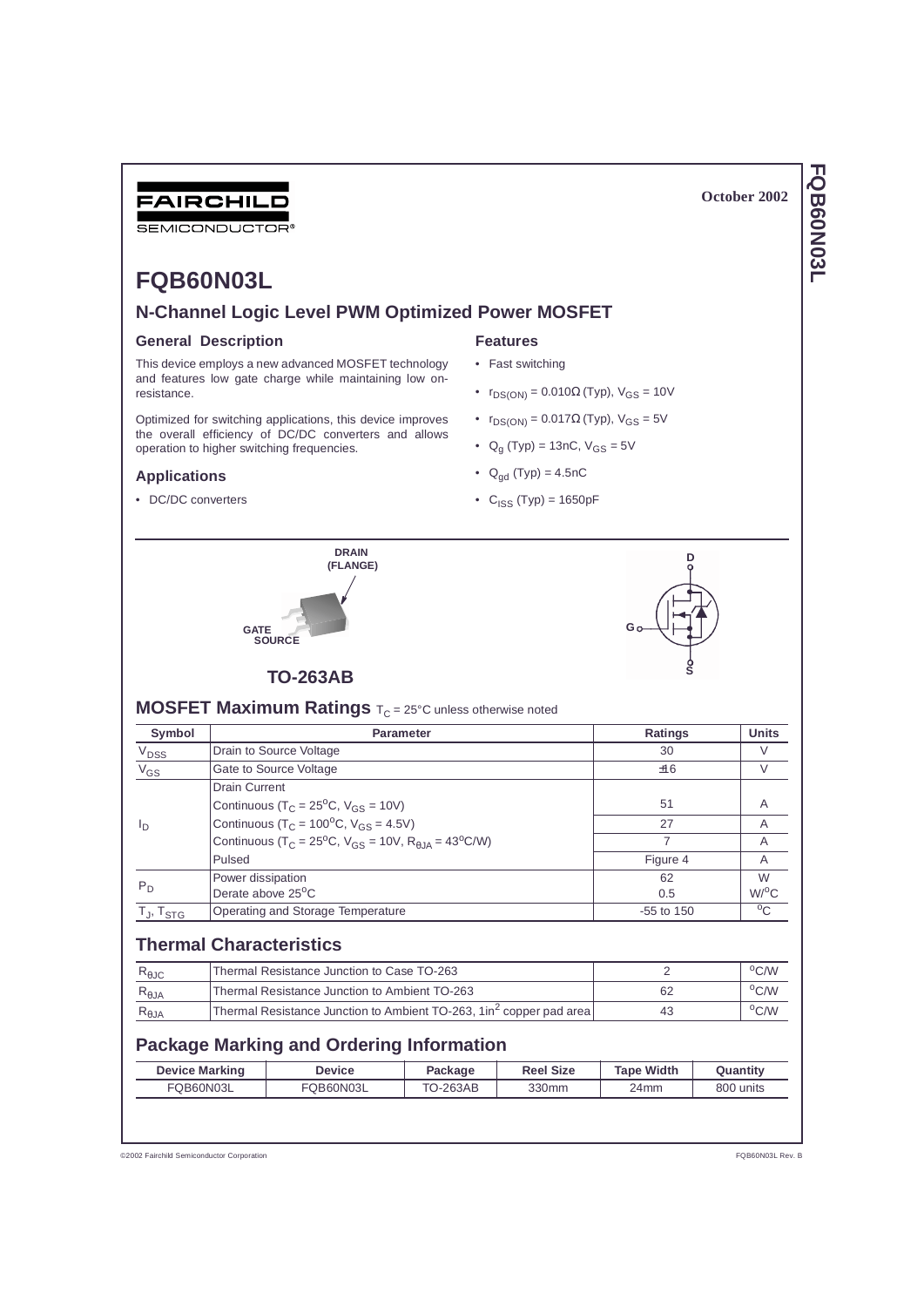FAIRCHILD SEMICONDUCTOR®

October 2002

# FQB60N03L

## N-Channel Logic Level PWM Optimized Power MOSFET

### General Description

This device employs a new advanced MOSFET technology and features low gate charge while maintaining low on-resistance.

Optimized for switching applications, this device improves the overall efficiency of DC/DC converters and allows operation to higher switching frequencies.

### Applications

- DC/DC converters

### Features

- Fast switching
- $r_{DS(ON)}$ = 0.010Ω (Typ), $V_{GS}$ = 10V
- $r_{DS(ON)}$ = 0.017Ω (Typ), $V_{GS}$ = 5V
- $Q_g$ (Typ) = 13nC, $V_{GS}$ = 5V
- $Q_{gd}$ (Typ) = 4.5nC
- $C_{ISS}$ (Typ) = 1650pF

DRAIN (FLANGE)

GATE

SOURCE

TO-263AB

D

G

S

## MOSFET Maximum Ratings $T_C$ = 25°C unless otherwise noted

| Symbol | Parameter | Ratings | Units |
|---|---|---|---|
| $V_{DSS}$ | Drain to Source Voltage | 30 | V |
| $V_{GS}$ | Gate to Source Voltage | ±16 | V |
| $I_D$ | Drain Current | | |
| | Continuous ($T_C$ = 25°C, $V_{GS}$ = 10V) | 51 | A |
| | Continuous ($T_C$ = 100°C, $V_{GS}$ = 4.5V) | 27 | A |
| | Continuous ($T_C$ = 25°C, $V_{GS}$ = 10V, $R_{\theta JA}$ = 43°C/W) | 7 | A |
| | Pulsed | Figure 4 | A |
| $P_D$ | Power dissipation | 62 | W |
| | Derate above 25°C | 0.5 | W/°C |
| $T_J$, $T_{STG}$ | Operating and Storage Temperature | -55 to 150 | °C |

## Thermal Characteristics

| | | | |
|---|---|---|---|
| $R_{\theta JC}$ | Thermal Resistance Junction to Case TO-263 | 2 | °C/W |
| $R_{\theta JA}$ | Thermal Resistance Junction to Ambient TO-263 | 62 | °C/W |
| $R_{\theta JA}$ | Thermal Resistance Junction to Ambient TO-263, 1in$^2$ copper pad area | 43 | °C/W |

## Package Marking and Ordering Information

| Device Marking | Device | Package | Reel Size | Tape Width | Quantity |
|---|---|---|---|---|---|
| FQB60N03L | FQB60N03L | TO-263AB | 330mm | 24mm | 800 units |

©2002 Fairchild Semiconductor Corporation

FQB60N03L Rev. B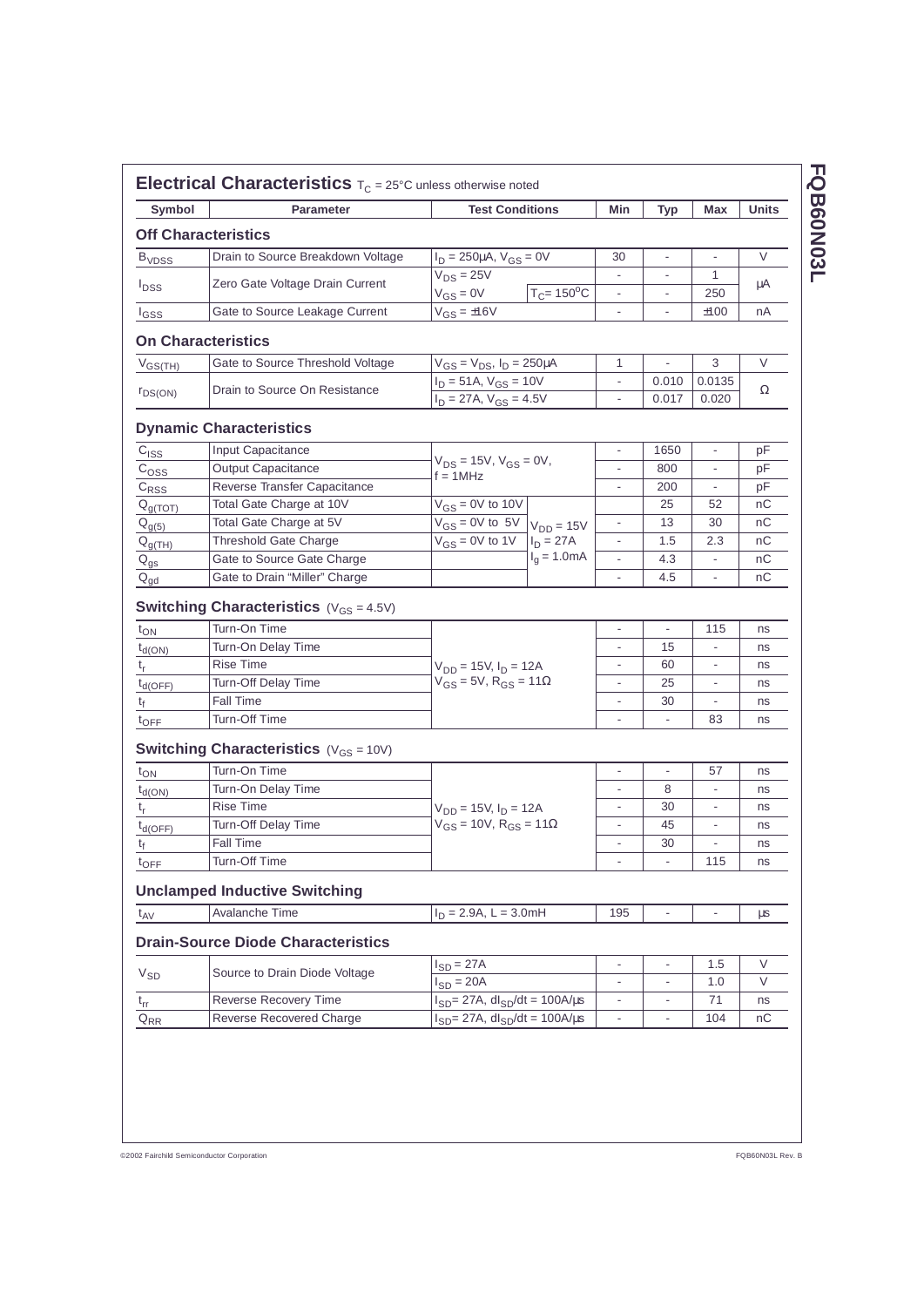## Electrical Characteristics $T_C$ = 25°C unless otherwise noted

| Symbol | Parameter | Test Conditions | | Min | Typ | Max | Units |
|---|---|---|---|---|---|---|---|
| **Off Characteristics** | | | | | | | |
| $B_{VDSS}$ | Drain to Source Breakdown Voltage | $I_D$ = 250μA, $V_{GS}$ = 0V | | 30 | - | - | V |
| $I_{DSS}$ | Zero Gate Voltage Drain Current | $V_{DS}$ = 25V | | - | - | 1 | μA |
| | | $V_{GS}$ = 0V | $T_C$= 150°C | - | - | 250 | |
| $I_{GSS}$ | Gate to Source Leakage Current | $V_{GS}$ = ±16V | | - | - | ±100 | nA |
| **On Characteristics** | | | | | | | |
| $V_{GS(TH)}$ | Gate to Source Threshold Voltage | $V_{GS}$ = $V_{DS}$, $I_D$ = 250μA | | 1 | - | 3 | V |
| $r_{DS(ON)}$ | Drain to Source On Resistance | $I_D$ = 51A, $V_{GS}$ = 10V | | - | 0.010 | 0.0135 | Ω |
| | | $I_D$ = 27A, $V_{GS}$ = 4.5V | | - | 0.017 | 0.020 | |
| **Dynamic Characteristics** | | | | | | | |
| $C_{ISS}$ | Input Capacitance | $V_{DS}$ = 15V, $V_{GS}$ = 0V, f = 1MHz | | - | 1650 | - | pF |
| $C_{OSS}$ | Output Capacitance | | | - | 800 | - | pF |
| $C_{RSS}$ | Reverse Transfer Capacitance | | | - | 200 | - | pF |
| $Q_{g(TOT)}$ | Total Gate Charge at 10V | $V_{GS}$ = 0V to 10V | $V_{DD}$ = 15V, $I_D$ = 27A, $I_g$ = 1.0mA | | 25 | 52 | nC |
| $Q_{g(5)}$ | Total Gate Charge at 5V | $V_{GS}$ = 0V to 5V | | - | 13 | 30 | nC |
| $Q_{g(TH)}$ | Threshold Gate Charge | $V_{GS}$ = 0V to 1V | | - | 1.5 | 2.3 | nC |
| $Q_{gs}$ | Gate to Source Gate Charge | | | - | 4.3 | - | nC |
| $Q_{gd}$ | Gate to Drain "Miller" Charge | | | - | 4.5 | - | nC |
| **Switching Characteristics** ($V_{GS}$ = 4.5V) | | | | | | | |
| $t_{ON}$ | Turn-On Time | $V_{DD}$ = 15V, $I_D$ = 12A, $V_{GS}$ = 5V, $R_{GS}$ = 11Ω | | - | - | 115 | ns |
| $t_{d(ON)}$ | Turn-On Delay Time | | | - | 15 | - | ns |
| $t_r$ | Rise Time | | | - | 60 | - | ns |
| $t_{d(OFF)}$ | Turn-Off Delay Time | | | - | 25 | - | ns |
| $t_f$ | Fall Time | | | - | 30 | - | ns |
| $t_{OFF}$ | Turn-Off Time | | | - | - | 83 | ns |
| **Switching Characteristics** ($V_{GS}$ = 10V) | | | | | | | |
| $t_{ON}$ | Turn-On Time | $V_{DD}$ = 15V, $I_D$ = 12A, $V_{GS}$ = 10V, $R_{GS}$ = 11Ω | | - | - | 57 | ns |
| $t_{d(ON)}$ | Turn-On Delay Time | | | - | 8 | - | ns |
| $t_r$ | Rise Time | | | - | 30 | - | ns |
| $t_{d(OFF)}$ | Turn-Off Delay Time | | | - | 45 | - | ns |
| $t_f$ | Fall Time | | | - | 30 | - | ns |
| $t_{OFF}$ | Turn-Off Time | | | - | - | 115 | ns |
| **Unclamped Inductive Switching** | | | | | | | |
| $t_{AV}$ | Avalanche Time | $I_D$ = 2.9A, L = 3.0mH | | 195 | - | - | μs |
| **Drain-Source Diode Characteristics** | | | | | | | |
| $V_{SD}$ | Source to Drain Diode Voltage | $I_{SD}$ = 27A | | - | - | 1.5 | V |
| | | $I_{SD}$ = 20A | | - | - | 1.0 | V |
| $t_{rr}$ | Reverse Recovery Time | $I_{SD}$= 27A, $dI_{SD}/dt$ = 100A/μs | | - | - | 71 | ns |
| $Q_{RR}$ | Reverse Recovered Charge | $I_{SD}$= 27A, $dI_{SD}/dt$ = 100A/μs | | - | - | 104 | nC |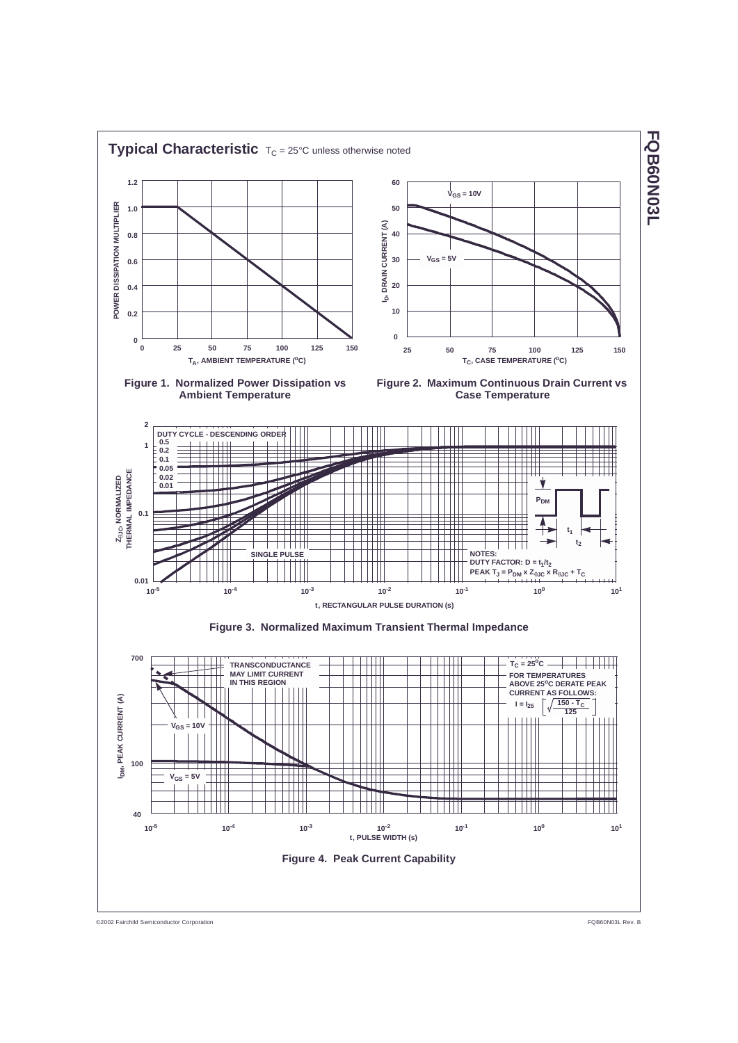## Typical Characteristic $T_C = 25°C$ unless otherwise noted

POWER DISSIPATION MULTIPLIER

$T_A$, AMBIENT TEMPERATURE (°C)

**Figure 1. Normalized Power Dissipation vs Ambient Temperature**

$V_{GS} = 10V$

$V_{GS} = 5V$

$I_D$, DRAIN CURRENT (A)

$T_C$, CASE TEMPERATURE (°C)

**Figure 2. Maximum Continuous Drain Current vs Case Temperature**

DUTY CYCLE - DESCENDING ORDER
0.5
0.2
0.1
0.05
0.02
0.01

SINGLE PULSE

$P_{DM}$

$t_1$

$t_2$

NOTES:
DUTY FACTOR: $D = t_1/t_2$
PEAK $T_J = P_{DM} \times Z_{\theta JC} \times R_{\theta JC} + T_C$

$Z_{\theta JC}$, NORMALIZED THERMAL IMPEDANCE

t, RECTANGULAR PULSE DURATION (s)

**Figure 3. Normalized Maximum Transient Thermal Impedance**

TRANSCONDUCTANCE MAY LIMIT CURRENT IN THIS REGION

$T_C = 25°C$

FOR TEMPERATURES ABOVE 25°C DERATE PEAK CURRENT AS FOLLOWS:

$$I = I_{25}\left[\sqrt{\frac{150 - T_C}{125}}\right]$$

$V_{GS} = 10V$

$V_{GS} = 5V$

$I_{DM}$, PEAK CURRENT (A)

t, PULSE WIDTH (s)

**Figure 4. Peak Current Capability**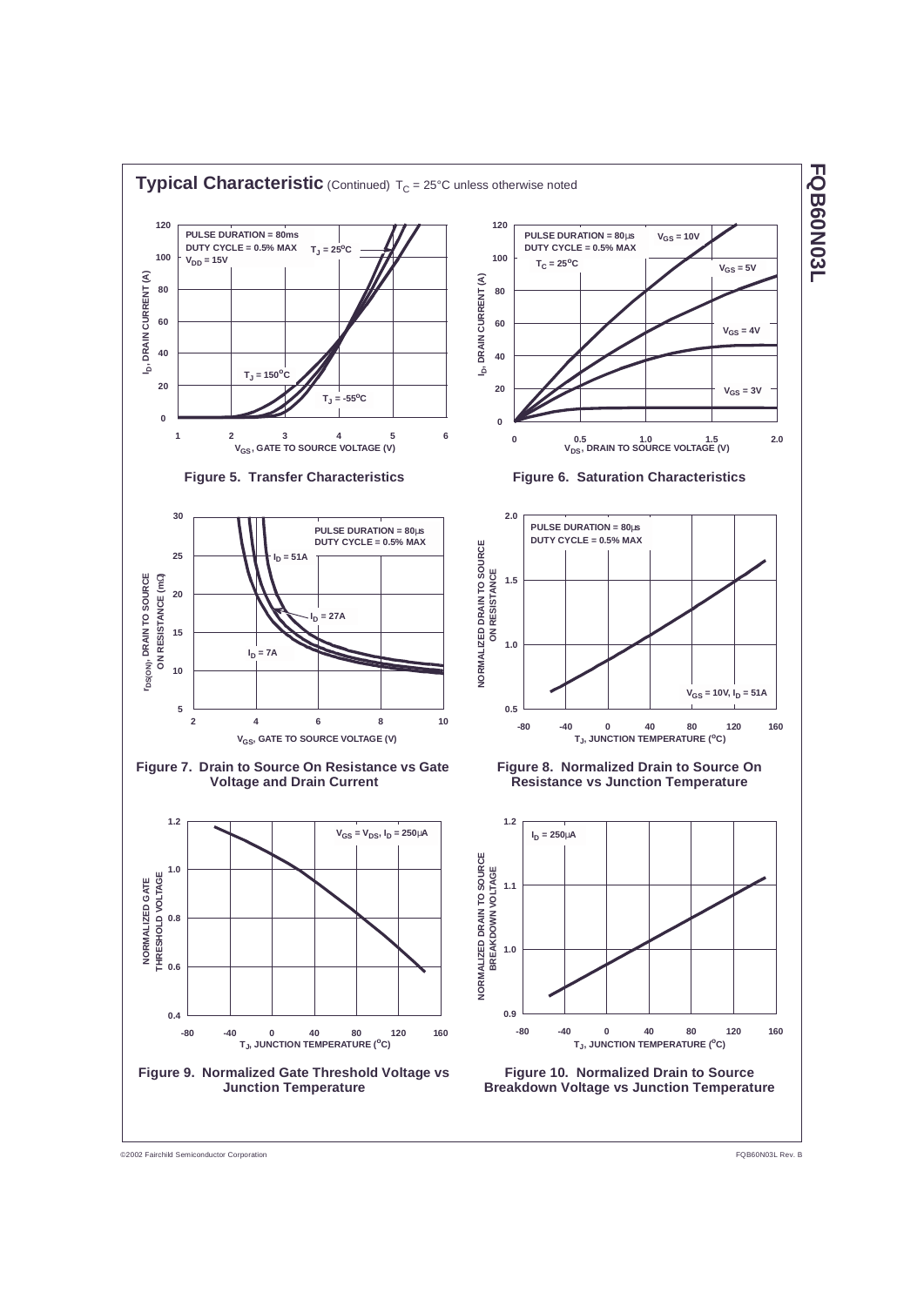## Typical Characteristic (Continued) $T_C$ = 25°C unless otherwise noted

PULSE DURATION = 80ms
DUTY CYCLE = 0.5% MAX
$V_{DD}$ = 15V
$T_J$ = 25°C
$T_J$ = 150°C
$T_J$ = -55°C

$I_D$, DRAIN CURRENT (A)
$V_{GS}$, GATE TO SOURCE VOLTAGE (V)

**Figure 5. Transfer Characteristics**

PULSE DURATION = 80μs
DUTY CYCLE = 0.5% MAX
$T_C$ = 25°C
$V_{GS}$ = 10V
$V_{GS}$ = 5V
$V_{GS}$ = 4V
$V_{GS}$ = 3V

$I_D$, DRAIN CURRENT (A)
$V_{DS}$, DRAIN TO SOURCE VOLTAGE (V)

**Figure 6. Saturation Characteristics**

PULSE DURATION = 80μs
DUTY CYCLE = 0.5% MAX
$I_D$ = 51A
$I_D$ = 27A
$I_D$ = 7A

$r_{DS(ON)}$, DRAIN TO SOURCE ON RESISTANCE (mΩ)
$V_{GS}$, GATE TO SOURCE VOLTAGE (V)

**Figure 7. Drain to Source On Resistance vs Gate Voltage and Drain Current**

PULSE DURATION = 80μs
DUTY CYCLE = 0.5% MAX
$V_{GS}$ = 10V, $I_D$ = 51A

NORMALIZED DRAIN TO SOURCE ON RESISTANCE
$T_J$, JUNCTION TEMPERATURE (°C)

**Figure 8. Normalized Drain to Source On Resistance vs Junction Temperature**

$V_{GS}$ = $V_{DS}$, $I_D$ = 250μA

NORMALIZED GATE THRESHOLD VOLTAGE
$T_J$, JUNCTION TEMPERATURE (°C)

**Figure 9. Normalized Gate Threshold Voltage vs Junction Temperature**

$I_D$ = 250μA

NORMALIZED DRAIN TO SOURCE BREAKDOWN VOLTAGE
$T_J$, JUNCTION TEMPERATURE (°C)

**Figure 10. Normalized Drain to Source Breakdown Voltage vs Junction Temperature**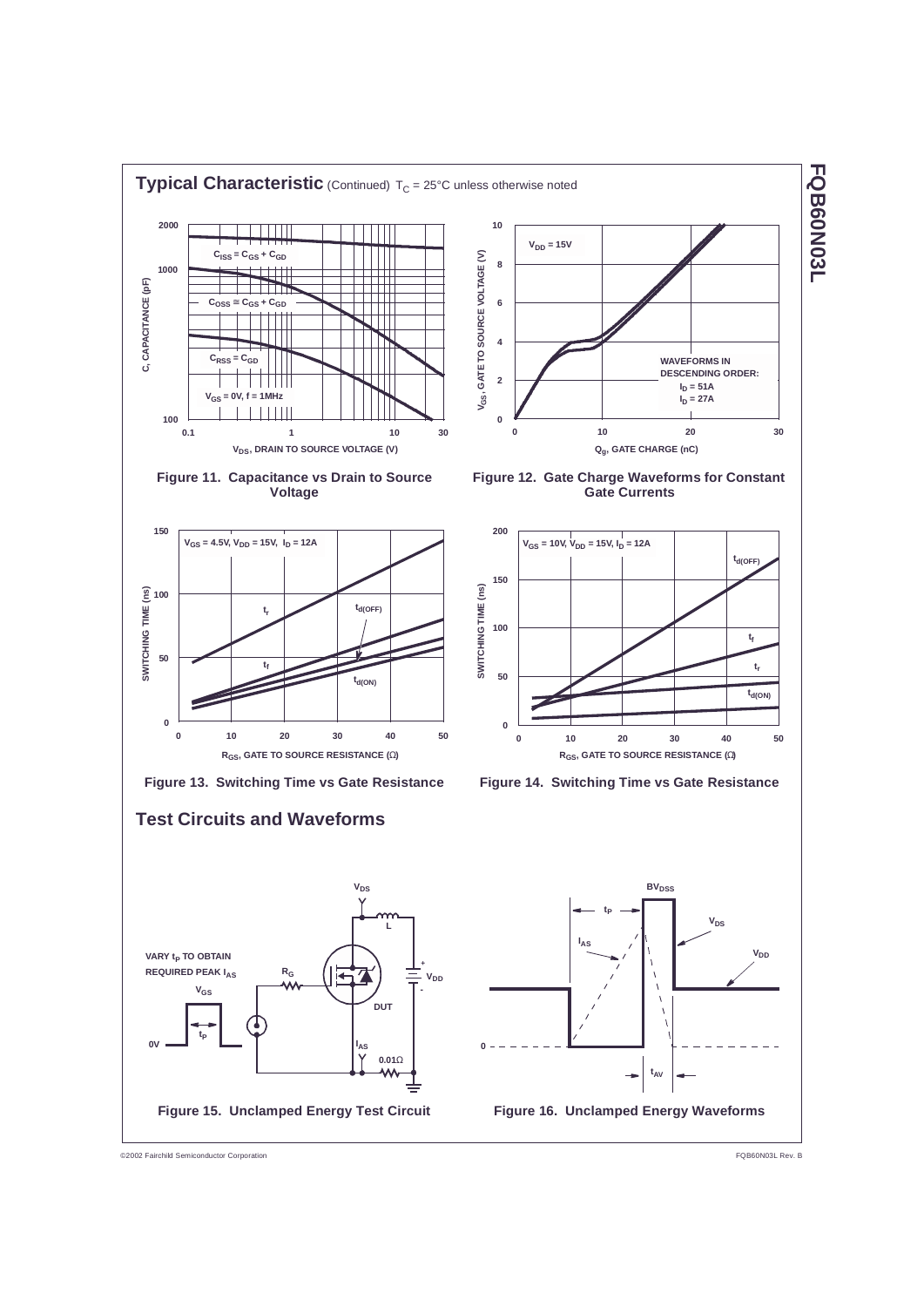## Typical Characteristic (Continued) $T_C$ = 25°C unless otherwise noted

Figure 11. Capacitance vs Drain to Source Voltage

Figure 12. Gate Charge Waveforms for Constant Gate Currents

Figure 13. Switching Time vs Gate Resistance

Figure 14. Switching Time vs Gate Resistance

## Test Circuits and Waveforms

Figure 15. Unclamped Energy Test Circuit

Figure 16. Unclamped Energy Waveforms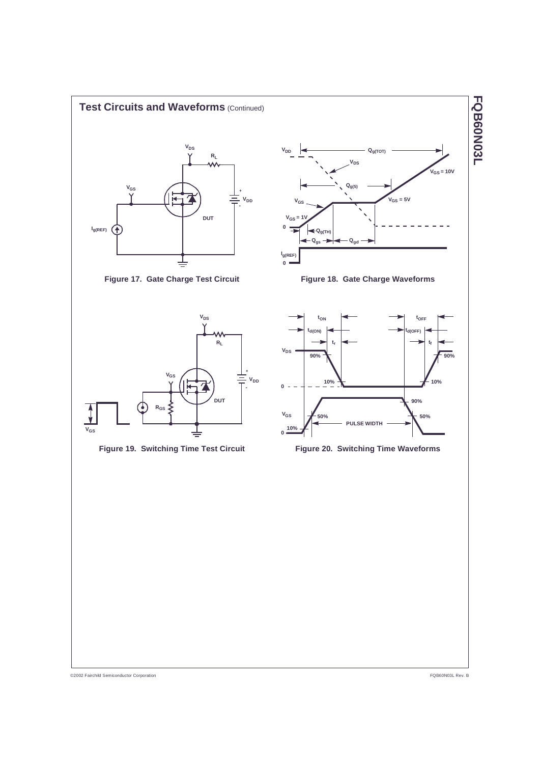## Test Circuits and Waveforms (Continued)

Figure 17. Gate Charge Test Circuit

Figure 18. Gate Charge Waveforms

Figure 19. Switching Time Test Circuit

Figure 20. Switching Time Waveforms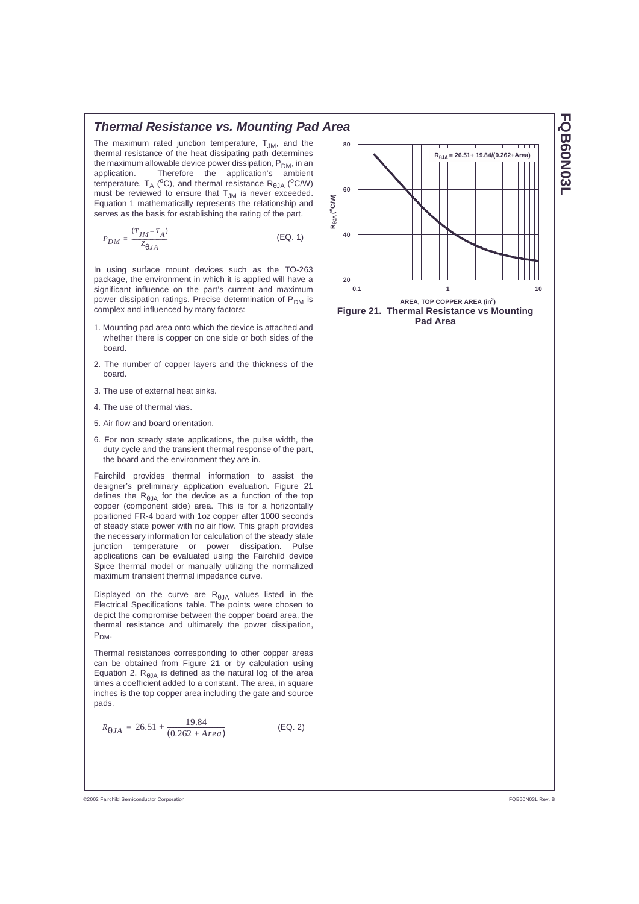## *Thermal Resistance vs. Mounting Pad Area*

The maximum rated junction temperature, $T_{JM}$, and the thermal resistance of the heat dissipating path determines the maximum allowable device power dissipation, $P_{DM}$, in an application. Therefore the application's ambient temperature, $T_A$ ($^oC$), and thermal resistance $R_{\theta JA}$ ($^oC/W$) must be reviewed to ensure that $T_{JM}$ is never exceeded. Equation 1 mathematically represents the relationship and serves as the basis for establishing the rating of the part.

$$P_{DM} = \frac{(T_{JM} - T_A)}{Z_{\theta JA}} \quad \text{(EQ. 1)}$$

In using surface mount devices such as the TO-263 package, the environment in which it is applied will have a significant influence on the part's current and maximum power dissipation ratings. Precise determination of $P_{DM}$ is complex and influenced by many factors:

1. Mounting pad area onto which the device is attached and whether there is copper on one side or both sides of the board.
2. The number of copper layers and the thickness of the board.
3. The use of external heat sinks.
4. The use of thermal vias.
5. Air flow and board orientation.
6. For non steady state applications, the pulse width, the duty cycle and the transient thermal response of the part, the board and the environment they are in.

Fairchild provides thermal information to assist the designer's preliminary application evaluation. Figure 21 defines the $R_{\theta JA}$ for the device as a function of the top copper (component side) area. This is for a horizontally positioned FR-4 board with 1oz copper after 1000 seconds of steady state power with no air flow. This graph provides the necessary information for calculation of the steady state junction temperature or power dissipation. Pulse applications can be evaluated using the Fairchild device Spice thermal model or manually utilizing the normalized maximum transient thermal impedance curve.

Displayed on the curve are $R_{\theta JA}$ values listed in the Electrical Specifications table. The points were chosen to depict the compromise between the copper board area, the thermal resistance and ultimately the power dissipation, $P_{DM}$.

Thermal resistances corresponding to other copper areas can be obtained from Figure 21 or by calculation using Equation 2. $R_{\theta JA}$ is defined as the natural log of the area times a coefficient added to a constant. The area, in square inches is the top copper area including the gate and source pads.

$$R_{\theta JA} = 26.51 + \frac{19.84}{(0.262 + Area)} \quad \text{(EQ. 2)}$$

$R_{\theta JA} = 26.51 + 19.84/(0.262+Area)$

AREA, TOP COPPER AREA (in$^2$)

$R_{\theta JA}$ ($^oC/W$)

**Figure 21. Thermal Resistance vs Mounting Pad Area**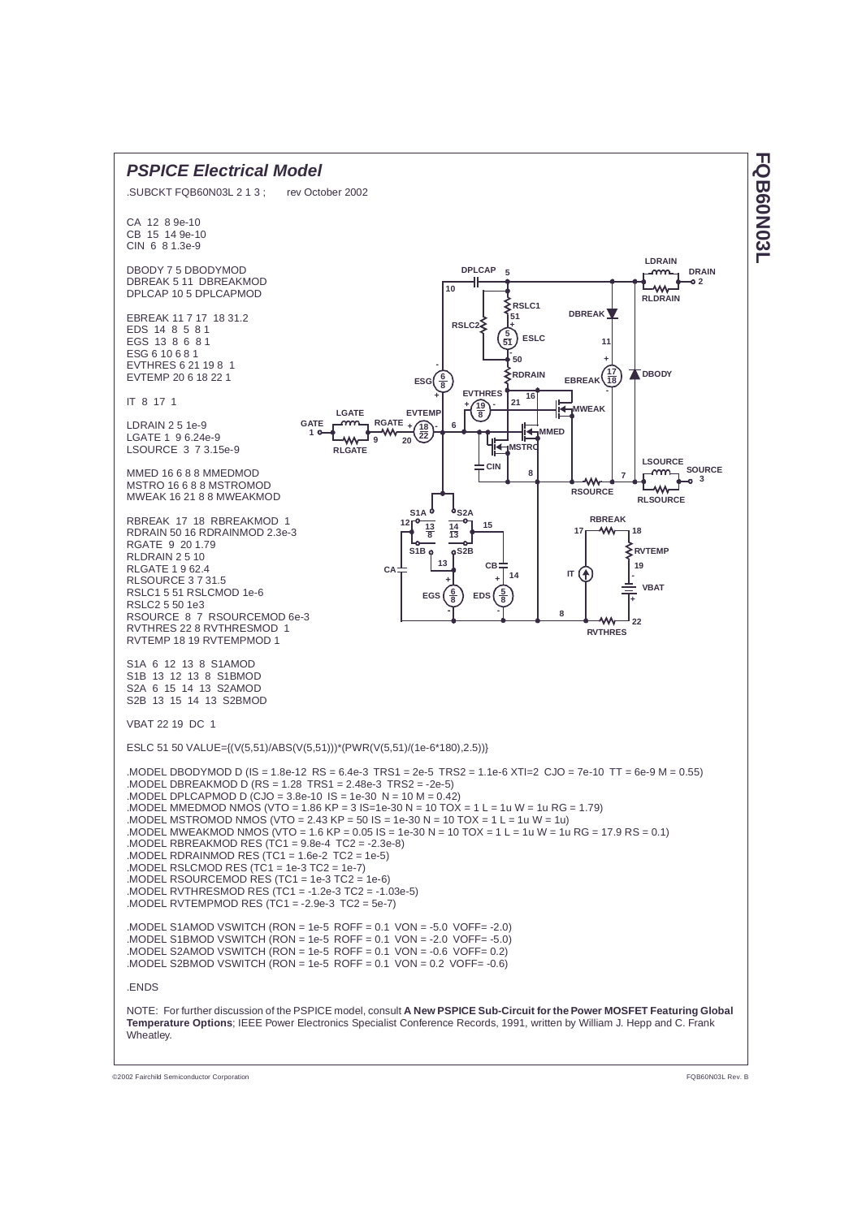## *PSPICE Electrical Model*

```
.SUBCKT FQB60N03L 2 1 3 ;      rev October 2002

CA  12  8 9e-10
CB  15  14 9e-10
CIN  6  8 1.3e-9

DBODY 7 5 DBODYMOD
DBREAK 5 11  DBREAKMOD
DPLCAP 10 5 DPLCAPMOD

EBREAK 11 7 17  18 31.2
EDS  14  8  5  8 1
EGS  13  8  6  8 1
ESG 6 10 6 8 1
EVTHRES 6 21 19 8  1
EVTEMP 20 6 18 22 1

IT  8  17  1

LDRAIN 2 5 1e-9
LGATE 1  9 6.24e-9
LSOURCE  3  7 3.15e-9

MMED 16 6 8 8 MMEDMOD
MSTRO 16 6 8 8 MSTROMOD
MWEAK 16 21 8 8 MWEAKMOD

RBREAK  17  18  RBREAKMOD  1
RDRAIN 50 16 RDRAINMOD 2.3e-3
RGATE  9  20 1.79
RLDRAIN 2 5 10
RLGATE 1 9 62.4
RLSOURCE 3 7 31.5
RSLC1 5 51 RSLCMOD 1e-6
RSLC2 5 50 1e3
RSOURCE  8  7  RSOURCEMOD 6e-3
RVTHRES 22 8 RVTHRESMOD  1
RVTEMP 18 19 RVTEMPMOD 1

S1A  6  12  13  8  S1AMOD
S1B  13  12  13  8  S1BMOD
S2A  6  15  14  13  S2AMOD
S2B  13  15  14  13  S2BMOD

VBAT 22 19  DC  1

ESLC 51 50 VALUE={(V(5,51)/ABS(V(5,51)))*(PWR(V(5,51)/(1e-6*180),2.5))}

.MODEL DBODYMOD D (IS = 1.8e-12  RS = 6.4e-3  TRS1 = 2e-5  TRS2 = 1.1e-6 XTI=2  CJO = 7e-10  TT = 6e-9 M = 0.55)
.MODEL DBREAKMOD D (RS = 1.28  TRS1 = 2.48e-3  TRS2 = -2e-5)
.MODEL DPLCAPMOD D (CJO = 3.8e-10  IS = 1e-30  N = 10 M = 0.42)
.MODEL MMEDMOD NMOS (VTO = 1.86 KP = 3 IS=1e-30 N = 10 TOX = 1 L = 1u W = 1u RG = 1.79)
.MODEL MSTROMOD NMOS (VTO = 2.43 KP = 50 IS = 1e-30 N = 10 TOX = 1 L = 1u W = 1u)
.MODEL MWEAKMOD NMOS (VTO = 1.6 KP = 0.05 IS = 1e-30 N = 10 TOX = 1 L = 1u W = 1u RG = 17.9 RS = 0.1)
.MODEL RBREAKMOD RES (TC1 = 9.8e-4  TC2 = -2.3e-8)
.MODEL RDRAINMOD RES (TC1 = 1.6e-2  TC2 = 1e-5)
.MODEL RSLCMOD RES (TC1 = 1e-3 TC2 = 1e-7)
.MODEL RSOURCEMOD RES (TC1 = 1e-3 TC2 = 1e-6)
.MODEL RVTHRESMOD RES (TC1 = -1.2e-3 TC2 = -1.03e-5)
.MODEL RVTEMPMOD RES (TC1 = -2.9e-3  TC2 = 5e-7)

.MODEL S1AMOD VSWITCH (RON = 1e-5  ROFF = 0.1  VON = -5.0  VOFF= -2.0)
.MODEL S1BMOD VSWITCH (RON = 1e-5  ROFF = 0.1  VON = -2.0  VOFF= -5.0)
.MODEL S2AMOD VSWITCH (RON = 1e-5  ROFF = 0.1  VON = -0.6  VOFF= 0.2)
.MODEL S2BMOD VSWITCH (RON = 1e-5  ROFF = 0.1  VON = 0.2  VOFF= -0.6)

.ENDS
```

NOTE: For further discussion of the PSPICE model, consult **A New PSPICE Sub-Circuit for the Power MOSFET Featuring Global Temperature Options**; IEEE Power Electronics Specialist Conference Records, 1991, written by William J. Hepp and C. Frank Wheatley.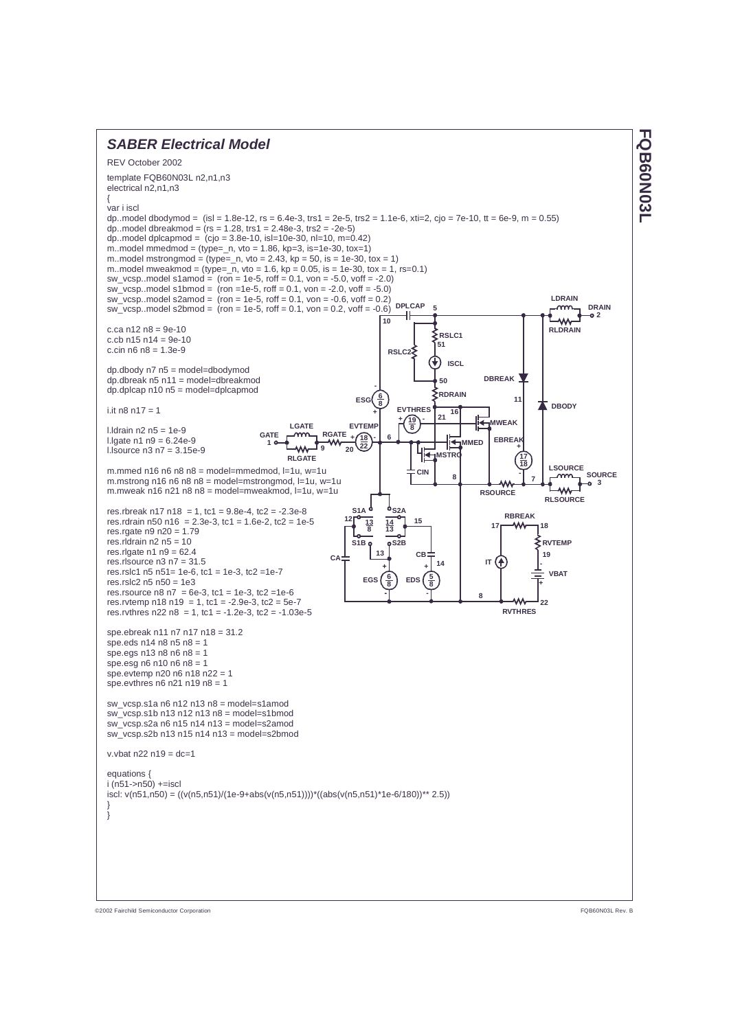## *SABER Electrical Model*

REV October 2002

```
template FQB60N03L n2,n1,n3
electrical n2,n1,n3
{
var i iscl
dp..model dbodymod = (isl = 1.8e-12, rs = 6.4e-3, trs1 = 2e-5, trs2 = 1.1e-6, xti=2, cjo = 7e-10, tt = 6e-9, m = 0.55)
dp..model dbreakmod = (rs = 1.28, trs1 = 2.48e-3, trs2 = -2e-5)
dp..model dplcapmod = (cjo = 3.8e-10, isl=10e-30, nl=10, m=0.42)
m..model mmedmod = (type=_n, vto = 1.86, kp=3, is=1e-30, tox=1)
m..model mstrongmod = (type=_n, vto = 2.43, kp = 50, is = 1e-30, tox = 1)
m..model mweakmod = (type=_n, vto = 1.6, kp = 0.05, is = 1e-30, tox = 1, rs=0.1)
sw_vcsp..model s1amod = (ron = 1e-5, roff = 0.1, von = -5.0, voff = -2.0)
sw_vcsp..model s1bmod = (ron =1e-5, roff = 0.1, von = -2.0, voff = -5.0)
sw_vcsp..model s2amod = (ron = 1e-5, roff = 0.1, von = -0.6, voff = 0.2)
sw_vcsp..model s2bmod = (ron = 1e-5, roff = 0.1, von = 0.2, voff = -0.6)

c.ca n12 n8 = 9e-10
c.cb n15 n14 = 9e-10
c.cin n6 n8 = 1.3e-9

dp.dbody n7 n5 = model=dbodymod
dp.dbreak n5 n11 = model=dbreakmod
dp.dplcap n10 n5 = model=dplcapmod

i.it n8 n17 = 1

l.ldrain n2 n5 = 1e-9
l.lgate n1 n9 = 6.24e-9
l.lsource n3 n7 = 3.15e-9

m.mmed n16 n6 n8 n8 = model=mmedmod, l=1u, w=1u
m.mstrong n16 n6 n8 n8 = model=mstrongmod, l=1u, w=1u
m.mweak n16 n21 n8 n8 = model=mweakmod, l=1u, w=1u

res.rbreak n17 n18 = 1, tc1 = 9.8e-4, tc2 = -2.3e-8
res.rdrain n50 n16 = 2.3e-3, tc1 = 1.6e-2, tc2 = 1e-5
res.rgate n9 n20 = 1.79
res.rldrain n2 n5 = 10
res.rlgate n1 n9 = 62.4
res.rlsource n3 n7 = 31.5
res.rslc1 n5 n51= 1e-6, tc1 = 1e-3, tc2 =1e-7
res.rslc2 n5 n50 = 1e3
res.rsource n8 n7 = 6e-3, tc1 = 1e-3, tc2 =1e-6
res.rvtemp n18 n19 = 1, tc1 = -2.9e-3, tc2 = 5e-7
res.rvthres n22 n8 = 1, tc1 = -1.2e-3, tc2 = -1.03e-5

spe.ebreak n11 n7 n17 n18 = 31.2
spe.eds n14 n8 n5 n8 = 1
spe.egs n13 n8 n6 n8 = 1
spe.esg n6 n10 n6 n8 = 1
spe.evtemp n20 n6 n18 n22 = 1
spe.evthres n6 n21 n19 n8 = 1

sw_vcsp.s1a n6 n12 n13 n8 = model=s1amod
sw_vcsp.s1b n13 n12 n13 n8 = model=s1bmod
sw_vcsp.s2a n6 n15 n14 n13 = model=s2amod
sw_vcsp.s2b n13 n15 n14 n13 = model=s2bmod

v.vbat n22 n19 = dc=1

equations {
i (n51->n50) +=iscl
iscl: v(n51,n50) = ((v(n5,n51)/(1e-9+abs(v(n5,n51))))*((abs(v(n5,n51)*1e-6/180))** 2.5))
}
}
```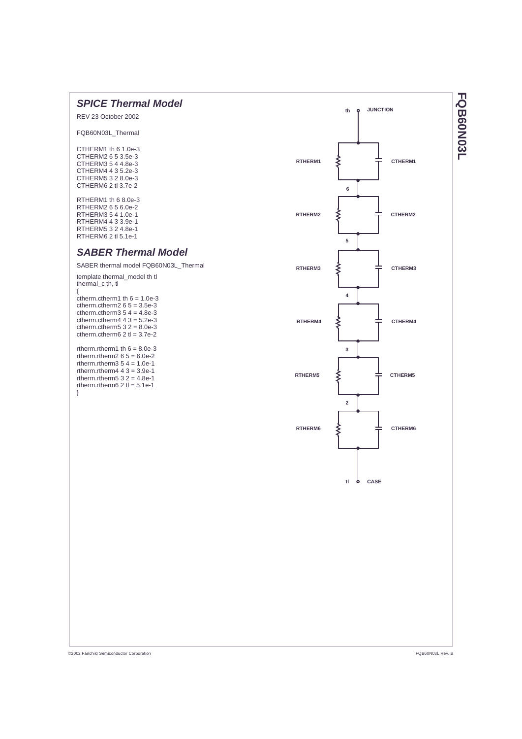## SPICE Thermal Model

REV 23 October 2002

FQB60N03L_Thermal

```
CTHERM1 th 6 1.0e-3
CTHERM2 6 5 3.5e-3
CTHERM3 5 4 4.8e-3
CTHERM4 4 3 5.2e-3
CTHERM5 3 2 8.0e-3
CTHERM6 2 tl 3.7e-2

RTHERM1 th 6 8.0e-3
RTHERM2 6 5 6.0e-2
RTHERM3 5 4 1.0e-1
RTHERM4 4 3 3.9e-1
RTHERM5 3 2 4.8e-1
RTHERM6 2 tl 5.1e-1
```

## SABER Thermal Model

SABER thermal model FQB60N03L_Thermal

```
template thermal_model th tl
thermal_c th, tl
{
ctherm.ctherm1 th 6 = 1.0e-3
ctherm.ctherm2 6 5 = 3.5e-3
ctherm.ctherm3 5 4 = 4.8e-3
ctherm.ctherm4 4 3 = 5.2e-3
ctherm.ctherm5 3 2 = 8.0e-3
ctherm.ctherm6 2 tl = 3.7e-2

rtherm.rtherm1 th 6 = 8.0e-3
rtherm.rtherm2 6 5 = 6.0e-2
rtherm.rtherm3 5 4 = 1.0e-1
rtherm.rtherm4 4 3 = 3.9e-1
rtherm.rtherm5 3 2 = 4.8e-1
rtherm.rtherm6 2 tl = 5.1e-1
}
```

th JUNCTION

RTHERM1 CTHERM1

6

RTHERM2 CTHERM2

5

RTHERM3 CTHERM3

4

RTHERM4 CTHERM4

3

RTHERM5 CTHERM5

2

RTHERM6 CTHERM6

tl CASE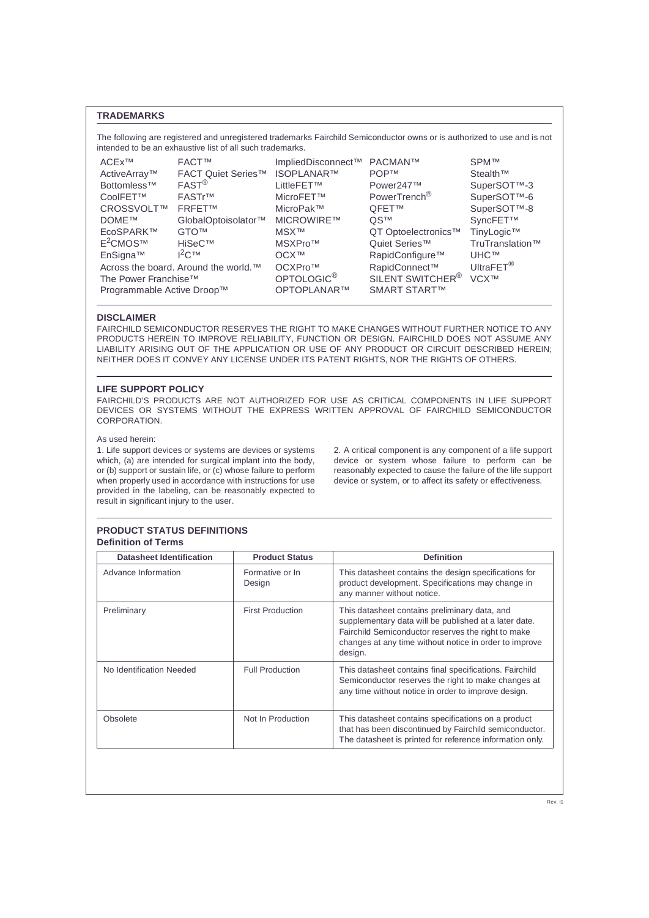## TRADEMARKS

The following are registered and unregistered trademarks Fairchild Semiconductor owns or is authorized to use and is not intended to be an exhaustive list of all such trademarks.

| | | | | |
|---|---|---|---|---|
| ACEx™ | FACT™ | ImpliedDisconnect™ | PACMAN™ | SPM™ |
| ActiveArray™ | FACT Quiet Series™ | ISOPLANAR™ | POP™ | Stealth™ |
| Bottomless™ | FAST® | LittleFET™ | Power247™ | SuperSOT™-3 |
| CoolFET™ | FASTr™ | MicroFET™ | PowerTrench® | SuperSOT™-6 |
| CROSSVOLT™ | FRFET™ | MicroPak™ | QFET™ | SuperSOT™-8 |
| DOME™ | GlobalOptoisolator™ | MICROWIRE™ | QS™ | SyncFET™ |
| EcoSPARK™ | GTO™ | MSX™ | QT Optoelectronics™ | TinyLogic™ |
| E²CMOS™ | HiSeC™ | MSXPro™ | Quiet Series™ | TruTranslation™ |
| EnSigna™ | I²C™ | OCX™ | RapidConfigure™ | UHC™ |
| Across the board. Around the world.™ | | OCXPro™ | RapidConnect™ | UltraFET® |
| The Power Franchise™ | | OPTOLOGIC® | SILENT SWITCHER® | VCX™ |
| Programmable Active Droop™ | | OPTOPLANAR™ | SMART START™ | |

## DISCLAIMER

FAIRCHILD SEMICONDUCTOR RESERVES THE RIGHT TO MAKE CHANGES WITHOUT FURTHER NOTICE TO ANY PRODUCTS HEREIN TO IMPROVE RELIABILITY, FUNCTION OR DESIGN. FAIRCHILD DOES NOT ASSUME ANY LIABILITY ARISING OUT OF THE APPLICATION OR USE OF ANY PRODUCT OR CIRCUIT DESCRIBED HEREIN; NEITHER DOES IT CONVEY ANY LICENSE UNDER ITS PATENT RIGHTS, NOR THE RIGHTS OF OTHERS.

## LIFE SUPPORT POLICY

FAIRCHILD'S PRODUCTS ARE NOT AUTHORIZED FOR USE AS CRITICAL COMPONENTS IN LIFE SUPPORT DEVICES OR SYSTEMS WITHOUT THE EXPRESS WRITTEN APPROVAL OF FAIRCHILD SEMICONDUCTOR CORPORATION.

As used herein:

1. Life support devices or systems are devices or systems which, (a) are intended for surgical implant into the body, or (b) support or sustain life, or (c) whose failure to perform when properly used in accordance with instructions for use provided in the labeling, can be reasonably expected to result in significant injury to the user.

2. A critical component is any component of a life support device or system whose failure to perform can be reasonably expected to cause the failure of the life support device or system, or to affect its safety or effectiveness.

## PRODUCT STATUS DEFINITIONS

### Definition of Terms

| Datasheet Identification | Product Status | Definition |
|---|---|---|
| Advance Information | Formative or In Design | This datasheet contains the design specifications for product development. Specifications may change in any manner without notice. |
| Preliminary | First Production | This datasheet contains preliminary data, and supplementary data will be published at a later date. Fairchild Semiconductor reserves the right to make changes at any time without notice in order to improve design. |
| No Identification Needed | Full Production | This datasheet contains final specifications. Fairchild Semiconductor reserves the right to make changes at any time without notice in order to improve design. |
| Obsolete | Not In Production | This datasheet contains specifications on a product that has been discontinued by Fairchild semiconductor. The datasheet is printed for reference information only. |

Rev. I1